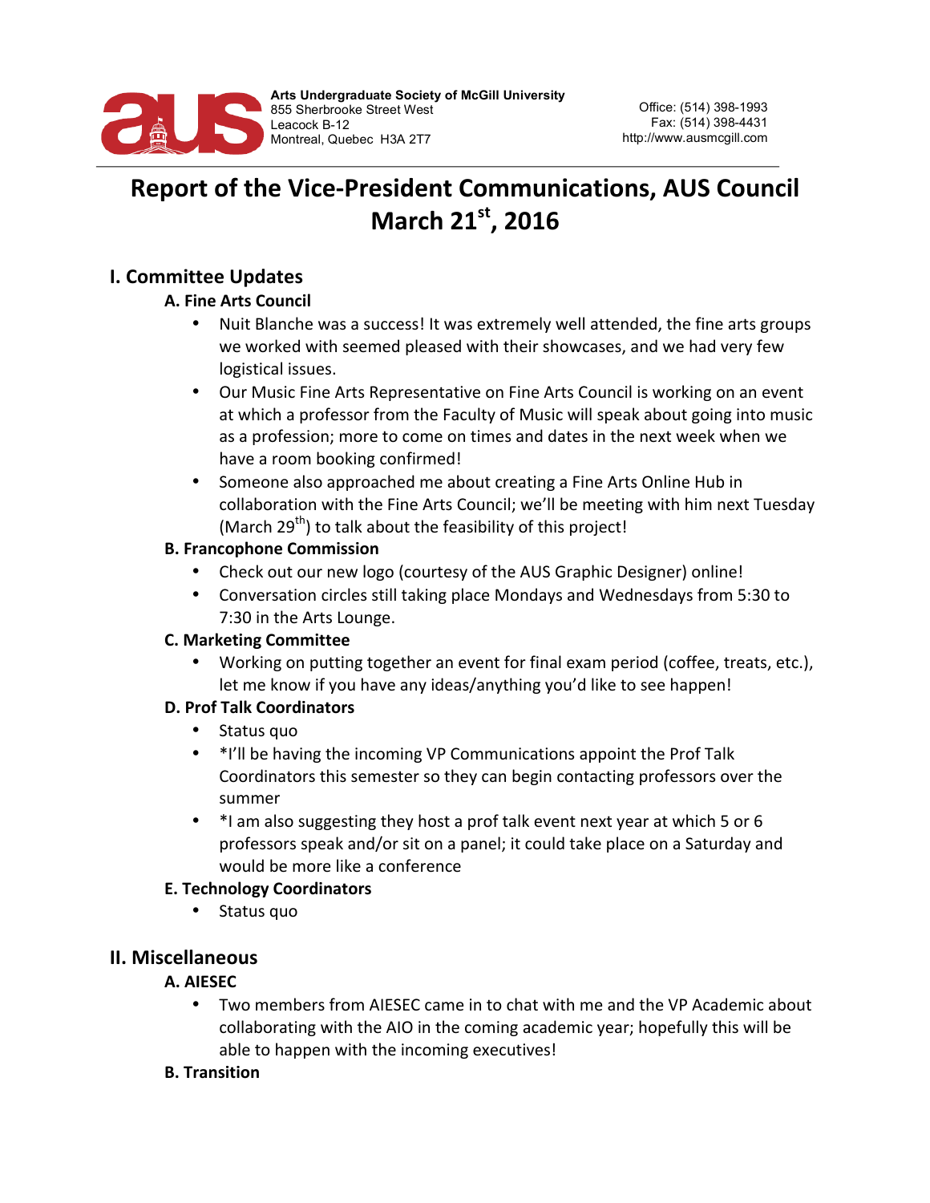Arts Undergraduate Society of McGill University
855 Sherbrooke Street West
Leacock B-12
Montreal, Quebec H3A 2T7

Office: (514) 398-1993
Fax: (514) 398-4431
http://www.ausmcgill.com

# Report of the Vice-President Communications, AUS Council March 21st, 2016

## I. Committee Updates

### A. Fine Arts Council

- Nuit Blanche was a success! It was extremely well attended, the fine arts groups we worked with seemed pleased with their showcases, and we had very few logistical issues.
- Our Music Fine Arts Representative on Fine Arts Council is working on an event at which a professor from the Faculty of Music will speak about going into music as a profession; more to come on times and dates in the next week when we have a room booking confirmed!
- Someone also approached me about creating a Fine Arts Online Hub in collaboration with the Fine Arts Council; we'll be meeting with him next Tuesday (March 29th) to talk about the feasibility of this project!

### B. Francophone Commission

- Check out our new logo (courtesy of the AUS Graphic Designer) online!
- Conversation circles still taking place Mondays and Wednesdays from 5:30 to 7:30 in the Arts Lounge.

### C. Marketing Committee

- Working on putting together an event for final exam period (coffee, treats, etc.), let me know if you have any ideas/anything you'd like to see happen!

### D. Prof Talk Coordinators

- Status quo
- *I'll be having the incoming VP Communications appoint the Prof Talk Coordinators this semester so they can begin contacting professors over the summer
- *I am also suggesting they host a prof talk event next year at which 5 or 6 professors speak and/or sit on a panel; it could take place on a Saturday and would be more like a conference

### E. Technology Coordinators

- Status quo

## II. Miscellaneous

### A. AIESEC

- Two members from AIESEC came in to chat with me and the VP Academic about collaborating with the AIO in the coming academic year; hopefully this will be able to happen with the incoming executives!

### B. Transition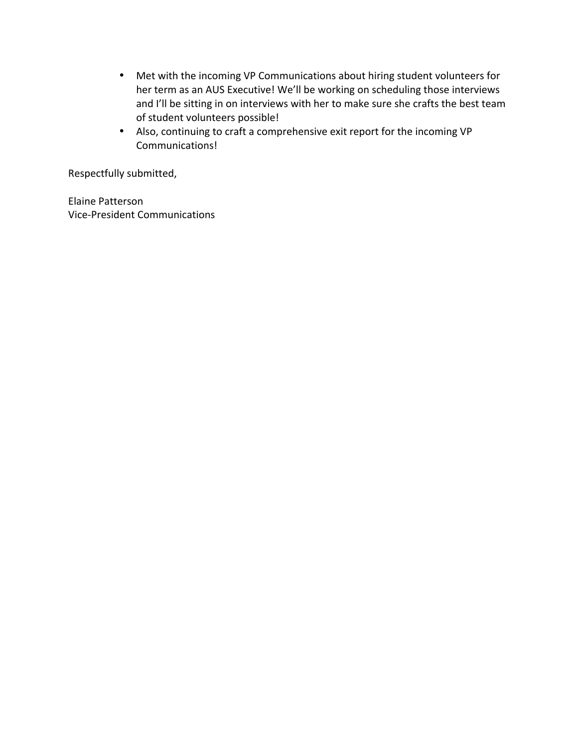- Met with the incoming VP Communications about hiring student volunteers for her term as an AUS Executive! We'll be working on scheduling those interviews and I'll be sitting in on interviews with her to make sure she crafts the best team of student volunteers possible!
- Also, continuing to craft a comprehensive exit report for the incoming VP Communications!

Respectfully submitted,

Elaine Patterson
Vice-President Communications